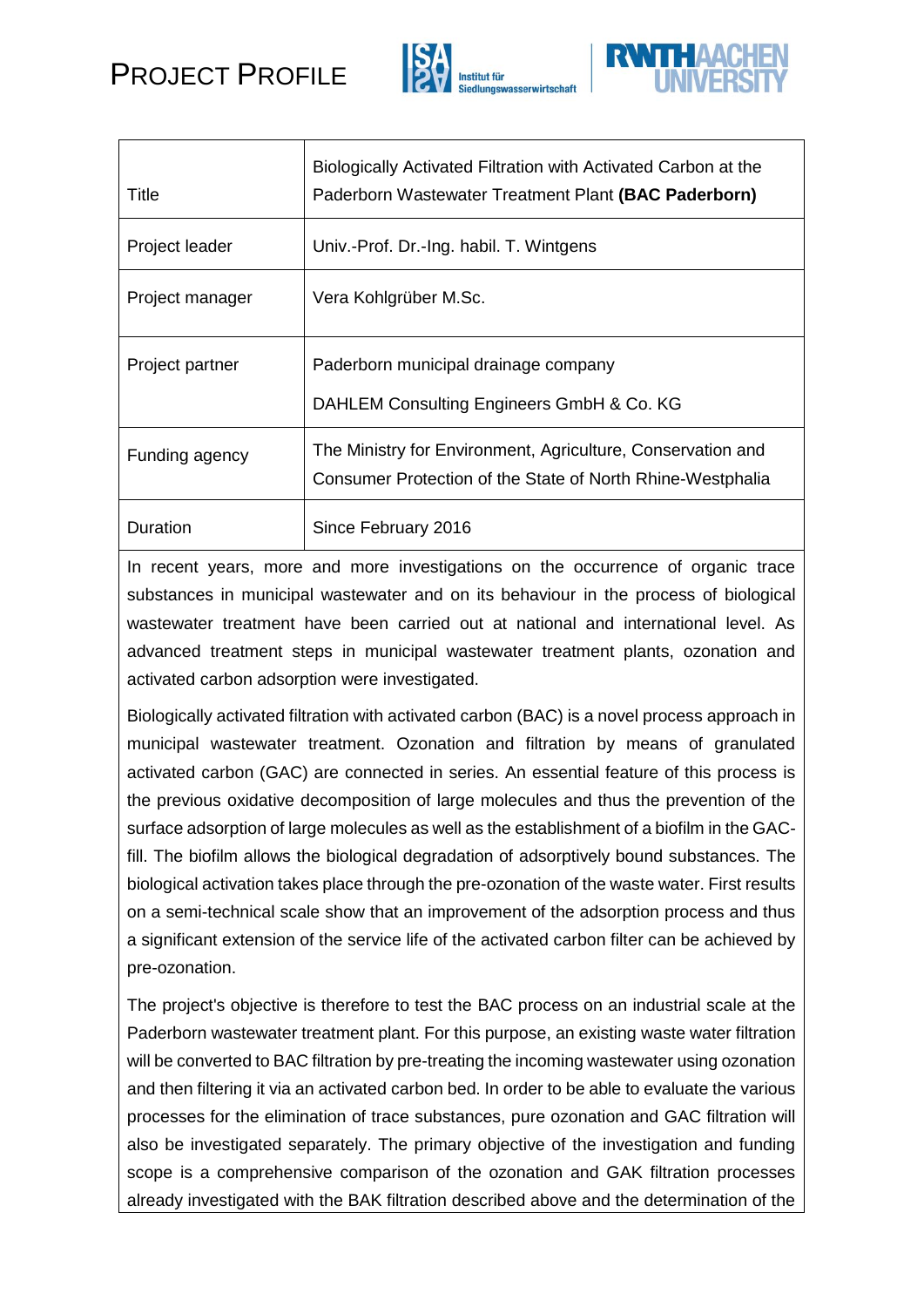# PROJECT PROFILE

| Title | Biologically Activated Filtration with Activated Carbon at the Paderborn Wastewater Treatment Plant **(BAC Paderborn)** |
|---|---|
| Project leader | Univ.-Prof. Dr.-Ing. habil. T. Wintgens |
| Project manager | Vera Kohlgrüber M.Sc. |
| Project partner | Paderborn municipal drainage company<br>DAHLEM Consulting Engineers GmbH & Co. KG |
| Funding agency | The Ministry for Environment, Agriculture, Conservation and Consumer Protection of the State of North Rhine-Westphalia |
| Duration | Since February 2016 |

In recent years, more and more investigations on the occurrence of organic trace substances in municipal wastewater and on its behaviour in the process of biological wastewater treatment have been carried out at national and international level. As advanced treatment steps in municipal wastewater treatment plants, ozonation and activated carbon adsorption were investigated.

Biologically activated filtration with activated carbon (BAC) is a novel process approach in municipal wastewater treatment. Ozonation and filtration by means of granulated activated carbon (GAC) are connected in series. An essential feature of this process is the previous oxidative decomposition of large molecules and thus the prevention of the surface adsorption of large molecules as well as the establishment of a biofilm in the GAC-fill. The biofilm allows the biological degradation of adsorptively bound substances. The biological activation takes place through the pre-ozonation of the waste water. First results on a semi-technical scale show that an improvement of the adsorption process and thus a significant extension of the service life of the activated carbon filter can be achieved by pre-ozonation.

The project's objective is therefore to test the BAC process on an industrial scale at the Paderborn wastewater treatment plant. For this purpose, an existing waste water filtration will be converted to BAC filtration by pre-treating the incoming wastewater using ozonation and then filtering it via an activated carbon bed. In order to be able to evaluate the various processes for the elimination of trace substances, pure ozonation and GAC filtration will also be investigated separately. The primary objective of the investigation and funding scope is a comprehensive comparison of the ozonation and GAK filtration processes already investigated with the BAK filtration described above and the determination of the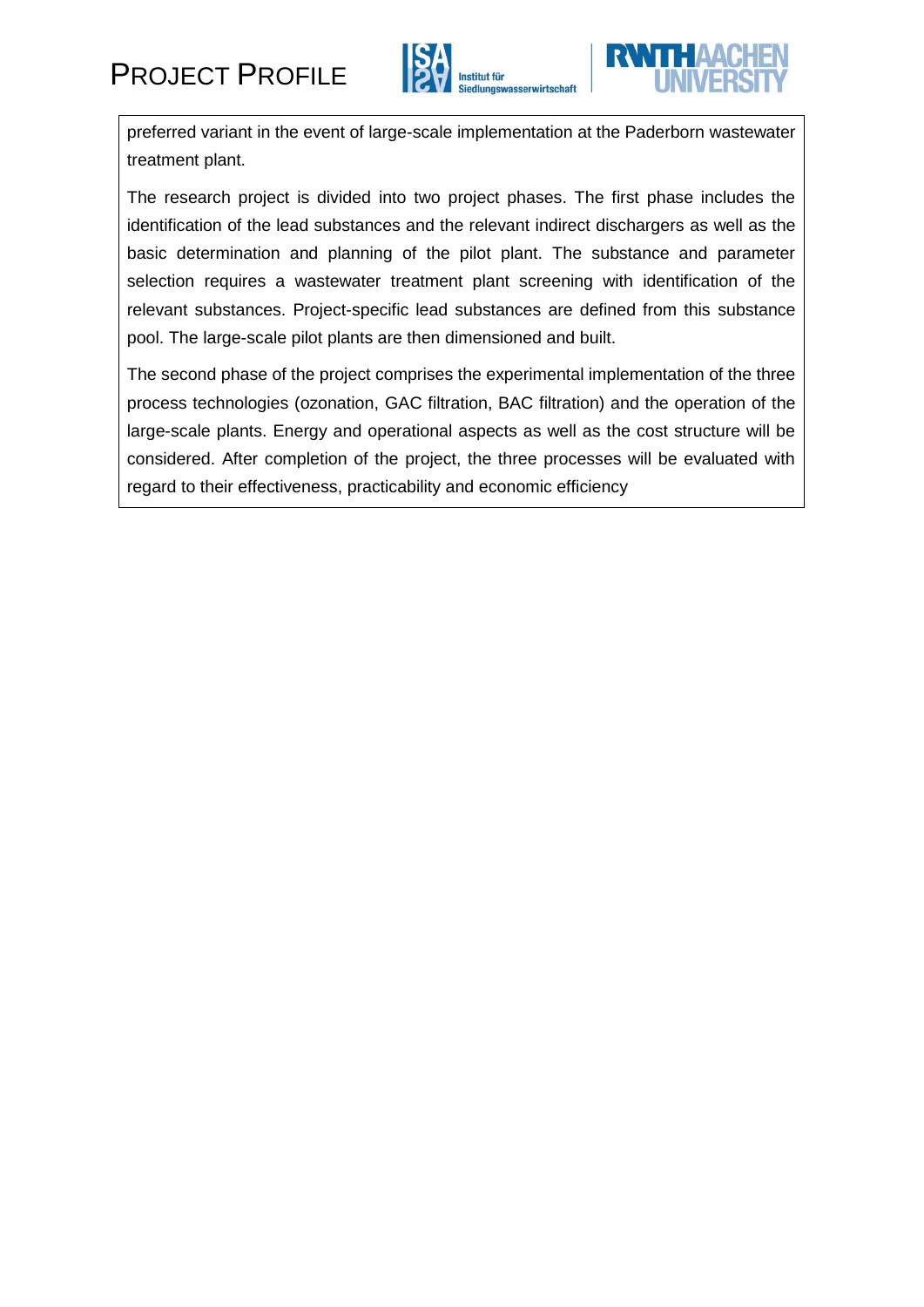preferred variant in the event of large-scale implementation at the Paderborn wastewater treatment plant.

The research project is divided into two project phases. The first phase includes the identification of the lead substances and the relevant indirect dischargers as well as the basic determination and planning of the pilot plant. The substance and parameter selection requires a wastewater treatment plant screening with identification of the relevant substances. Project-specific lead substances are defined from this substance pool. The large-scale pilot plants are then dimensioned and built.

The second phase of the project comprises the experimental implementation of the three process technologies (ozonation, GAC filtration, BAC filtration) and the operation of the large-scale plants. Energy and operational aspects as well as the cost structure will be considered. After completion of the project, the three processes will be evaluated with regard to their effectiveness, practicability and economic efficiency